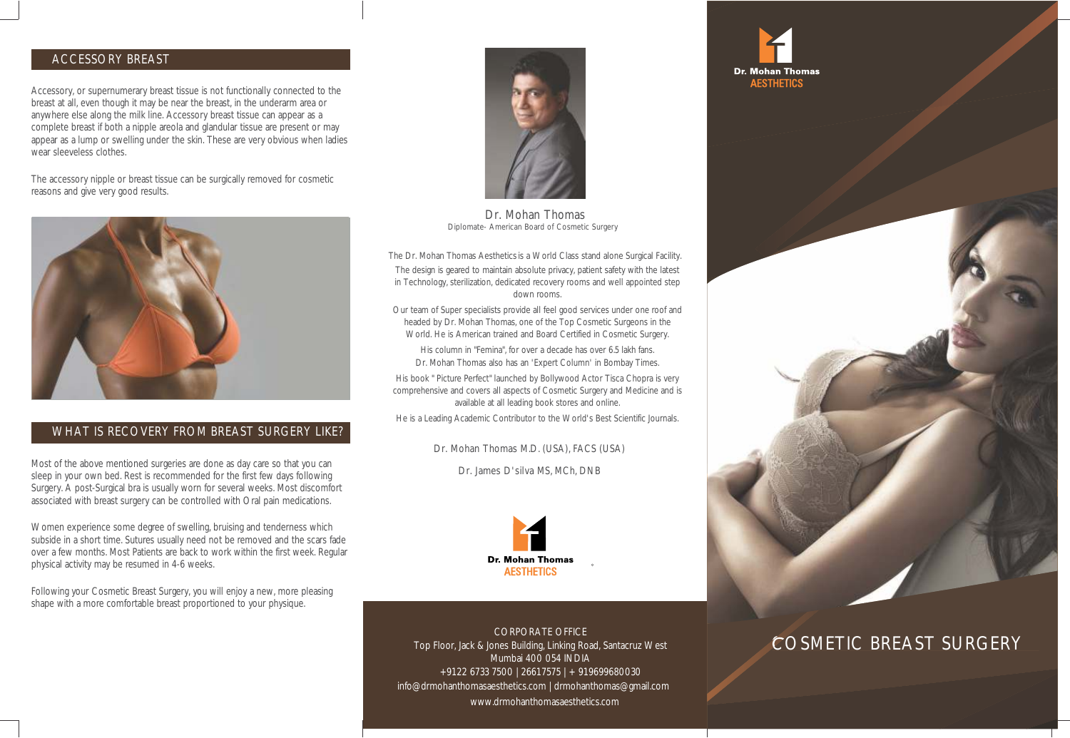## ACCESSORY BREAST

Accessory, or supernumerary breast tissue is not functionally connected to the breast at all, even though it may be near the breast, in the underarm area or anywhere else along the milk line. Accessory breast tissue can appear as a complete breast if both a nipple areola and glandular tissue are present or may appear as a lump or swelling under the skin. These are very obvious when ladies wear sleeveless clothes.

The accessory nipple or breast tissue can be surgically removed for cosmetic reasons and give very good results.

## WHAT IS RECOVERY FROM BREAST SURGERY LIKE?

Most of the above mentioned surgeries are done as day care so that you can sleep in your own bed. Rest is recommended for the first few days following Surgery. A post-Surgical bra is usually worn for several weeks. Most discomfort associated with breast surgery can be controlled with Oral pain medications.

Women experience some degree of swelling, bruising and tenderness which subside in a short time. Sutures usually need not be removed and the scars fade over a few months. Most Patients are back to work within the first week. Regular physical activity may be resumed in 4-6 weeks.

Following your Cosmetic Breast Surgery, you will enjoy a new, more pleasing shape with a more comfortable breast proportioned to your physique.

Dr. Mohan Thomas
Diplomate- American Board of Cosmetic Surgery

The Dr. Mohan Thomas Aesthetics is a World Class stand alone Surgical Facility. The design is geared to maintain absolute privacy, patient safety with the latest in Technology, sterilization, dedicated recovery rooms and well appointed step down rooms.

Our team of Super specialists provide all feel good services under one roof and headed by Dr. Mohan Thomas, one of the Top Cosmetic Surgeons in the World. He is American trained and Board Certified in Cosmetic Surgery.

His column in "Femina", for over a decade has over 6.5 lakh fans. Dr. Mohan Thomas also has an 'Expert Column' in Bombay Times.

His book " Picture Perfect" launched by Bollywood Actor Tisca Chopra is very comprehensive and covers all aspects of Cosmetic Surgery and Medicine and is available at all leading book stores and online.

He is a Leading Academic Contributor to the World's Best Scientific Journals.

Dr. Mohan Thomas M.D. (USA), FACS (USA)

Dr. James D'silva MS, MCh, DNB

Dr. Mohan Thomas AESTHETICS

CORPORATE OFFICE
Top Floor, Jack & Jones Building, Linking Road, Santacruz West
Mumbai 400 054 INDIA
+9122 6733 7500 | 26617575 | + 919699680030
info@drmohanthomasaesthetics.com | drmohanthomas@gmail.com
www.drmohanthomasaesthetics.com

Dr. Mohan Thomas AESTHETICS

# COSMETIC BREAST SURGERY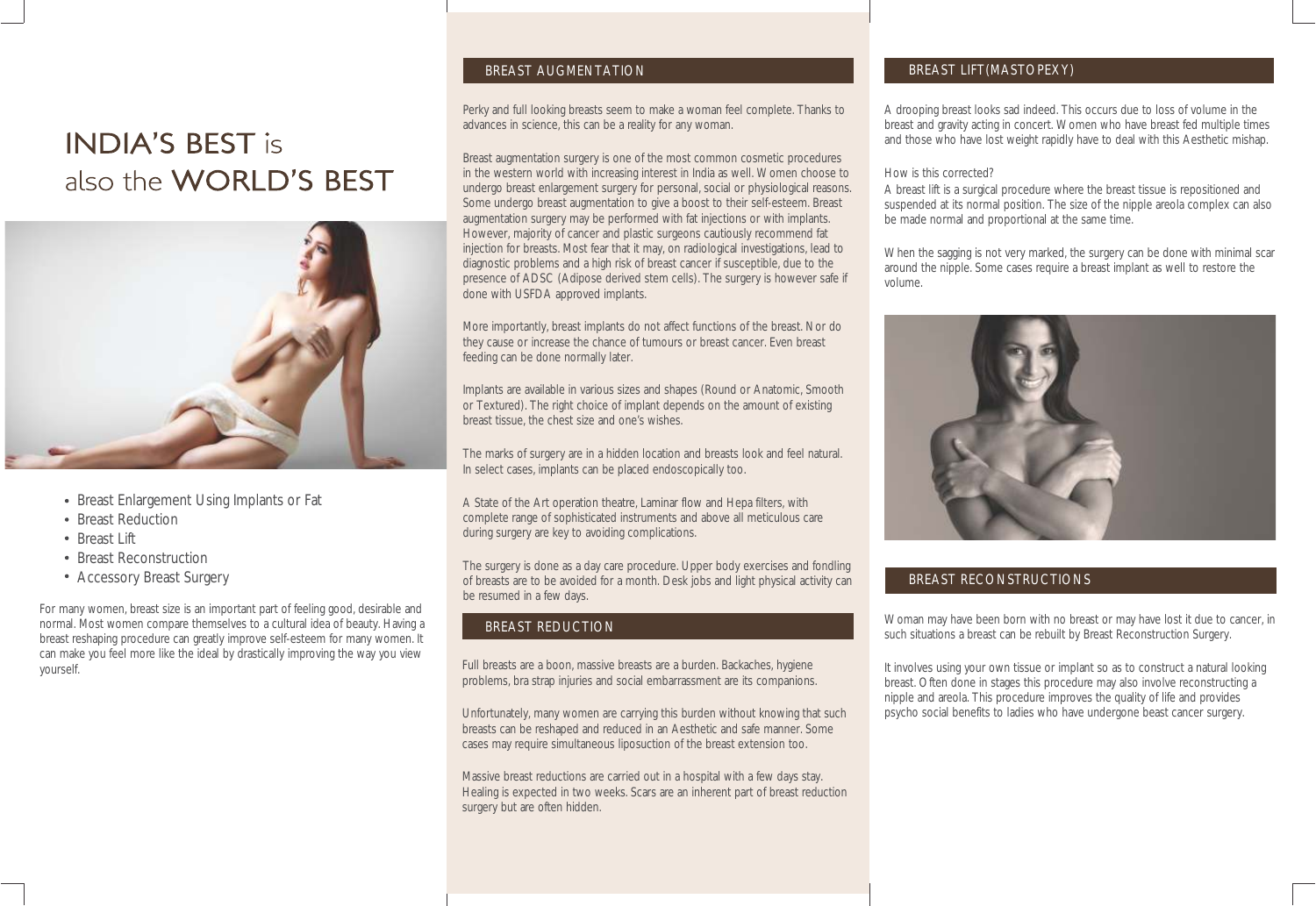# INDIA'S BEST is also the WORLD'S BEST

- Breast Enlargement Using Implants or Fat
- Breast Reduction
- Breast Lift
- Breast Reconstruction
- Accessory Breast Surgery

For many women, breast size is an important part of feeling good, desirable and normal. Most women compare themselves to a cultural idea of beauty. Having a breast reshaping procedure can greatly improve self-esteem for many women. It can make you feel more like the ideal by drastically improving the way you view yourself.

## BREAST AUGMENTATION

Perky and full looking breasts seem to make a woman feel complete. Thanks to advances in science, this can be a reality for any woman.

Breast augmentation surgery is one of the most common cosmetic procedures in the western world with increasing interest in India as well. Women choose to undergo breast enlargement surgery for personal, social or physiological reasons. Some undergo breast augmentation to give a boost to their self-esteem. Breast augmentation surgery may be performed with fat injections or with implants. However, majority of cancer and plastic surgeons cautiously recommend fat injection for breasts. Most fear that it may, on radiological investigations, lead to diagnostic problems and a high risk of breast cancer if susceptible, due to the presence of ADSC (Adipose derived stem cells). The surgery is however safe if done with USFDA approved implants.

More importantly, breast implants do not affect functions of the breast. Nor do they cause or increase the chance of tumours or breast cancer. Even breast feeding can be done normally later.

Implants are available in various sizes and shapes (Round or Anatomic, Smooth or Textured). The right choice of implant depends on the amount of existing breast tissue, the chest size and one's wishes.

The marks of surgery are in a hidden location and breasts look and feel natural. In select cases, implants can be placed endoscopically too.

A State of the Art operation theatre, Laminar flow and Hepa filters, with complete range of sophisticated instruments and above all meticulous care during surgery are key to avoiding complications.

The surgery is done as a day care procedure. Upper body exercises and fondling of breasts are to be avoided for a month. Desk jobs and light physical activity can be resumed in a few days.

## BREAST REDUCTION

Full breasts are a boon, massive breasts are a burden. Backaches, hygiene problems, bra strap injuries and social embarrassment are its companions.

Unfortunately, many women are carrying this burden without knowing that such breasts can be reshaped and reduced in an Aesthetic and safe manner. Some cases may require simultaneous liposuction of the breast extension too.

Massive breast reductions are carried out in a hospital with a few days stay. Healing is expected in two weeks. Scars are an inherent part of breast reduction surgery but are often hidden.

## BREAST LIFT(MASTOPEXY)

A drooping breast looks sad indeed. This occurs due to loss of volume in the breast and gravity acting in concert. Women who have breast fed multiple times and those who have lost weight rapidly have to deal with this Aesthetic mishap.

How is this corrected?

A breast lift is a surgical procedure where the breast tissue is repositioned and suspended at its normal position. The size of the nipple areola complex can also be made normal and proportional at the same time.

When the sagging is not very marked, the surgery can be done with minimal scar around the nipple. Some cases require a breast implant as well to restore the volume.

## BREAST RECONSTRUCTIONS

Woman may have been born with no breast or may have lost it due to cancer, in such situations a breast can be rebuilt by Breast Reconstruction Surgery.

It involves using your own tissue or implant so as to construct a natural looking breast. Often done in stages this procedure may also involve reconstructing a nipple and areola. This procedure improves the quality of life and provides psycho social benefits to ladies who have undergone beast cancer surgery.